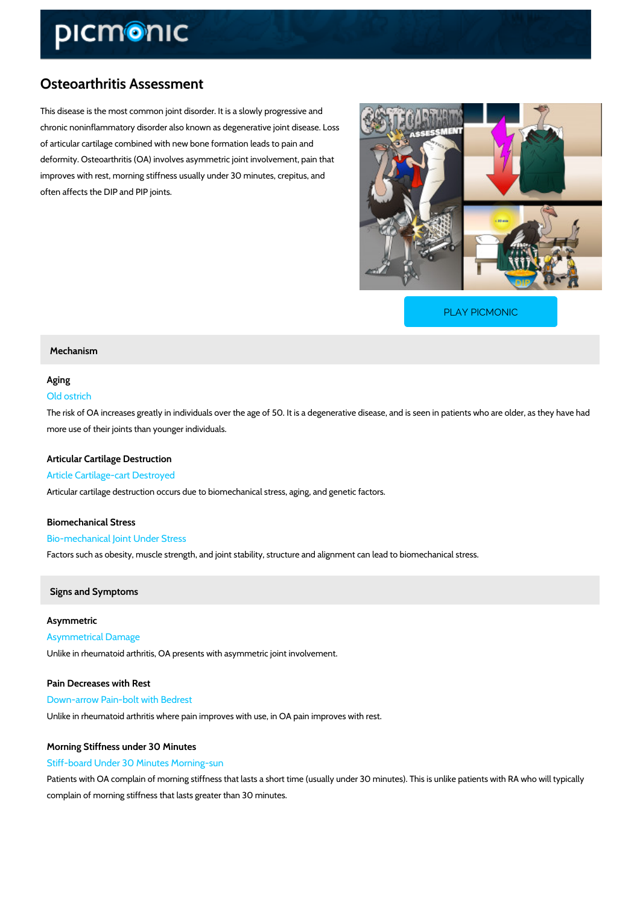# Osteoarthritis Assessment

This disease is the most common joint disorder. It is a slowly progressive and chronic noninflammatory disorder also known as degenerative joint disease. Loss of articular cartilage combined with new bone formation leads to pain and deformity. Osteoarthritis (OA) involves asymmetric joint involvement, pain that improves with rest, morning stiffness usually under 30 minutes, crepitus, and often affects the DIP and PIP joints.

PLAY PICMONIC

## Mechanism

### Aging

Old ostrich

The risk of OA increases greatly in individuals over the age of 50. It is a degenerative disease, and is seen in patients who are older, as they have had more use of their joints than younger individuals.

### Articular Cartilage Destruction

Article Cartilage-cart Destroyed

Articular cartilage destruction occurs due to biomechanical stress, aging, and genetic factors.

### Biomechanical Stress

Bio-mechanical Joint Under Stress

Factors such as obesity, muscle strength, and joint stability, structure and alignment can lead to biomechanical stress.

## Signs and Symptoms

### Asymmetric

Asymmetrical Damage

Unlike in rheumatoid arthritis, OA presents with asymmetric joint involvement.

### Pain Decreases with Rest

Down-arrow Pain-bolt with Bedrest

Unlike in rheumatoid arthritis where pain improves with use, in OA pain improves with rest.

### Morning Stiffness under 30 Minutes

Stiff-board Under 30 Minutes Morning-sun

Patients with OA complain of morning stiffness that lasts a short time (usually under 30 minutes). This is unlike patients with RA who will typically complain of morning stiffness that lasts greater than 30 minutes.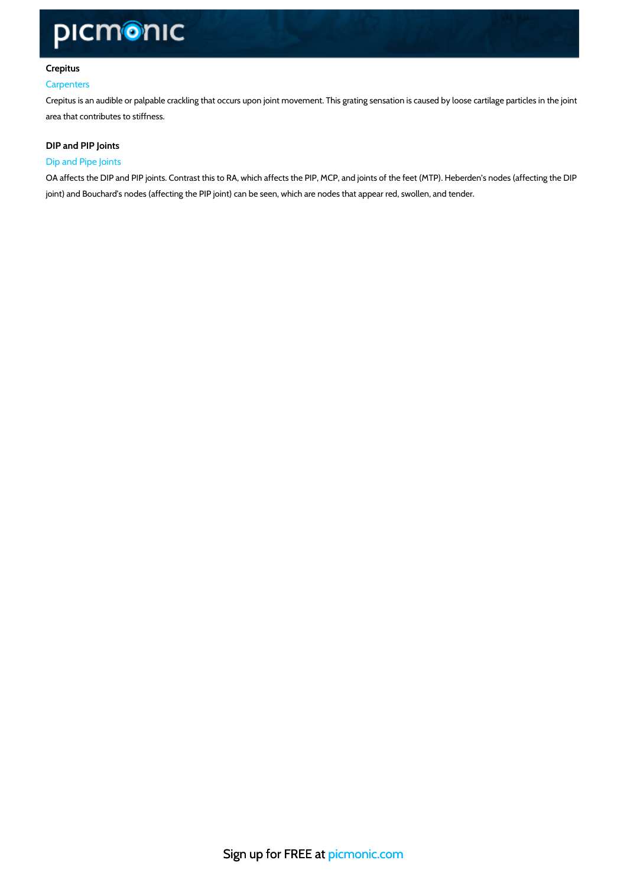**Crepitus**

Carpenters

Crepitus is an audible or palpable crackling that occurs upon joint movement. This grating sensation is caused by loose cartilage particles in the joint area that contributes to stiffness.

**DIP and PIP Joints**

Dip and Pipe Joints

OA affects the DIP and PIP joints. Contrast this to RA, which affects the PIP, MCP, and joints of the feet (MTP). Heberden's nodes (affecting the DIP joint) and Bouchard's nodes (affecting the PIP joint) can be seen, which are nodes that appear red, swollen, and tender.